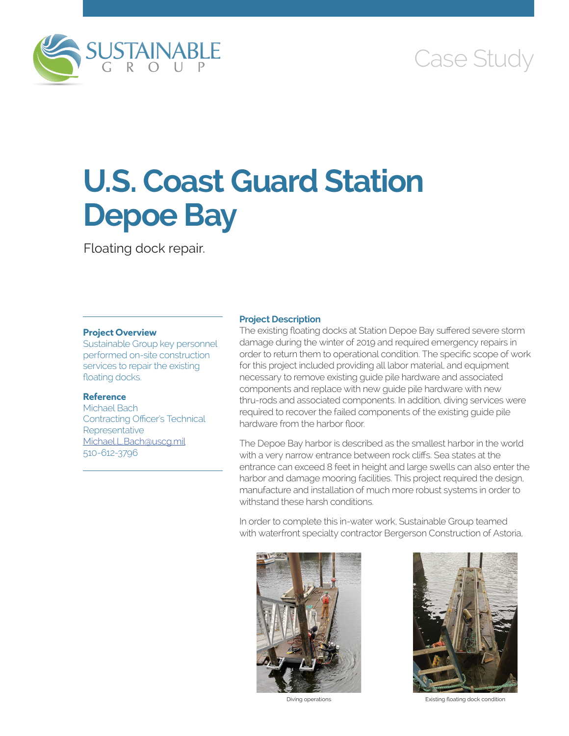SUSTAINABLE GROUP

Case Study

# U.S. Coast Guard Station Depoe Bay

Floating dock repair.

**Project Overview**

Sustainable Group key personnel performed on-site construction services to repair the existing floating docks.

**Reference**

Michael Bach
Contracting Officer's Technical Representative
Michael.L.Bach@uscg.mil
510-612-3796

**Project Description**

The existing floating docks at Station Depoe Bay suffered severe storm damage during the winter of 2019 and required emergency repairs in order to return them to operational condition. The specific scope of work for this project included providing all labor material, and equipment necessary to remove existing guide pile hardware and associated components and replace with new guide pile hardware with new thru-rods and associated components. In addition, diving services were required to recover the failed components of the existing guide pile hardware from the harbor floor.

The Depoe Bay harbor is described as the smallest harbor in the world with a very narrow entrance between rock cliffs. Sea states at the entrance can exceed 8 feet in height and large swells can also enter the harbor and damage mooring facilities. This project required the design, manufacture and installation of much more robust systems in order to withstand these harsh conditions.

In order to complete this in-water work, Sustainable Group teamed with waterfront specialty contractor Bergerson Construction of Astoria,

Diving operations

Existing floating dock condition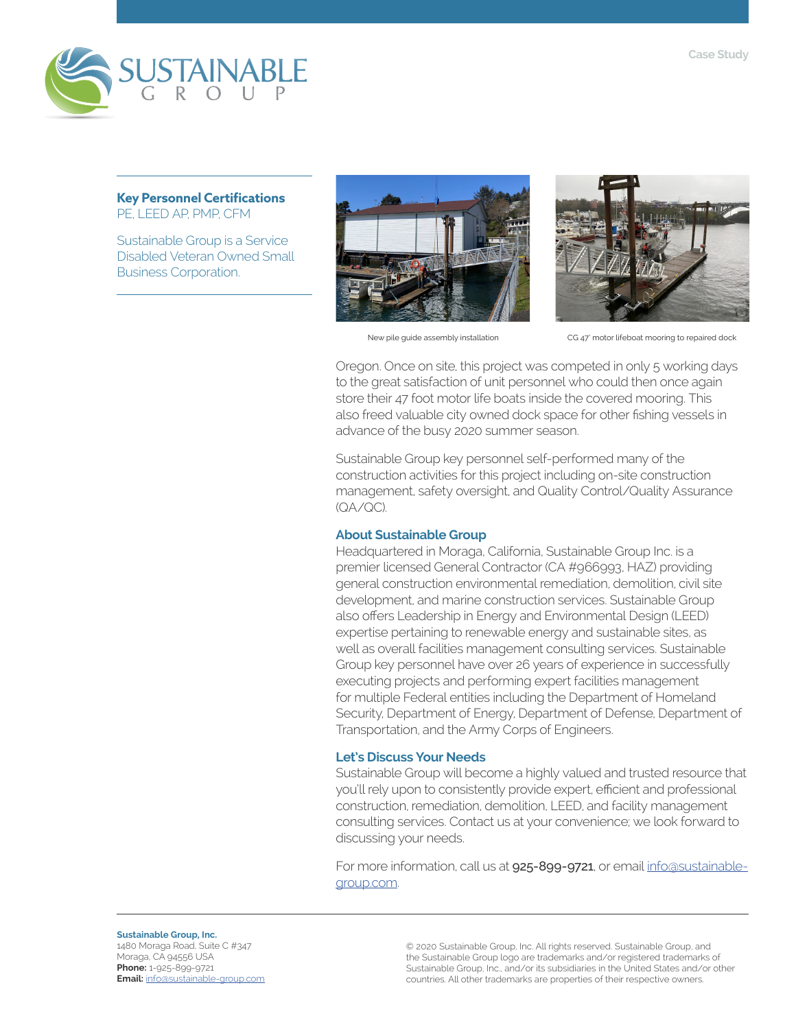## Key Personnel Certifications

PE, LEED AP, PMP, CFM

Sustainable Group is a Service Disabled Veteran Owned Small Business Corporation.

New pile guide assembly installation

CG 47' motor lifeboat mooring to repaired dock

Oregon. Once on site, this project was competed in only 5 working days to the great satisfaction of unit personnel who could then once again store their 47 foot motor life boats inside the covered mooring. This also freed valuable city owned dock space for other fishing vessels in advance of the busy 2020 summer season.

Sustainable Group key personnel self-performed many of the construction activities for this project including on-site construction management, safety oversight, and Quality Control/Quality Assurance (QA/QC).

### About Sustainable Group

Headquartered in Moraga, California, Sustainable Group Inc. is a premier licensed General Contractor (CA #966993, HAZ) providing general construction environmental remediation, demolition, civil site development, and marine construction services. Sustainable Group also offers Leadership in Energy and Environmental Design (LEED) expertise pertaining to renewable energy and sustainable sites, as well as overall facilities management consulting services. Sustainable Group key personnel have over 26 years of experience in successfully executing projects and performing expert facilities management for multiple Federal entities including the Department of Homeland Security, Department of Energy, Department of Defense, Department of Transportation, and the Army Corps of Engineers.

### Let's Discuss Your Needs

Sustainable Group will become a highly valued and trusted resource that you'll rely upon to consistently provide expert, efficient and professional construction, remediation, demolition, LEED, and facility management consulting services. Contact us at your convenience; we look forward to discussing your needs.

For more information, call us at **925-899-9721**, or email info@sustainable-group.com.

**Sustainable Group, Inc.**
1480 Moraga Road, Suite C #347
Moraga, CA 94556 USA
**Phone:** 1-925-899-9721
**Email:** info@sustainable-group.com

© 2020 Sustainable Group, Inc. All rights reserved. Sustainable Group, and the Sustainable Group logo are trademarks and/or registered trademarks of Sustainable Group, Inc., and/or its subsidiaries in the United States and/or other countries. All other trademarks are properties of their respective owners.